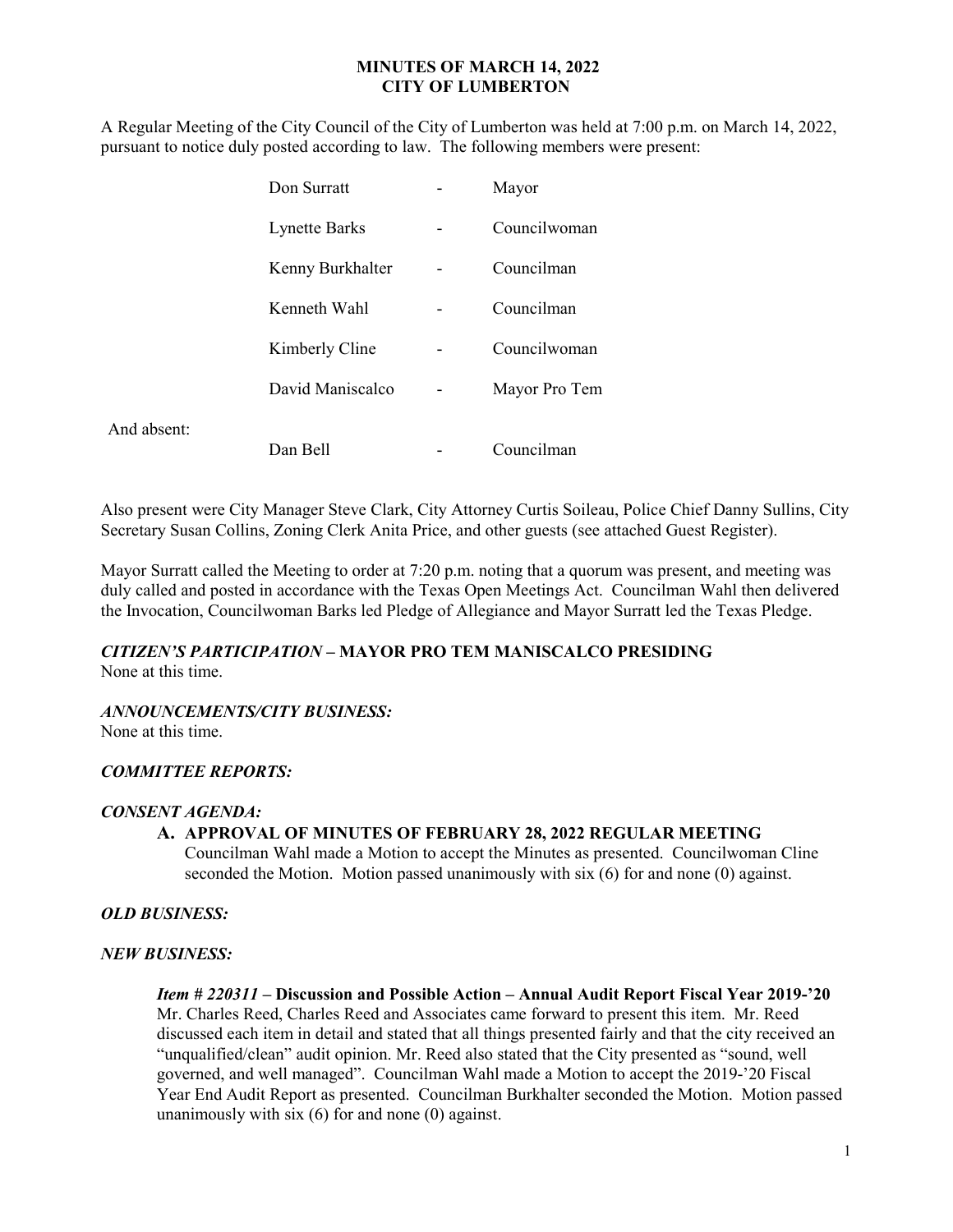**MINUTES OF MARCH 14, 2022**
**CITY OF LUMBERTON**

A Regular Meeting of the City Council of the City of Lumberton was held at 7:00 p.m. on March 14, 2022, pursuant to notice duly posted according to law. The following members were present:

| | | | |
|---|---|---|---|
| | Don Surratt | - | Mayor |
| | Lynette Barks | - | Councilwoman |
| | Kenny Burkhalter | - | Councilman |
| | Kenneth Wahl | - | Councilman |
| | Kimberly Cline | - | Councilwoman |
| | David Maniscalco | - | Mayor Pro Tem |
| And absent: | Dan Bell | - | Councilman |

Also present were City Manager Steve Clark, City Attorney Curtis Soileau, Police Chief Danny Sullins, City Secretary Susan Collins, Zoning Clerk Anita Price, and other guests (see attached Guest Register).

Mayor Surratt called the Meeting to order at 7:20 p.m. noting that a quorum was present, and meeting was duly called and posted in accordance with the Texas Open Meetings Act. Councilman Wahl then delivered the Invocation, Councilwoman Barks led Pledge of Allegiance and Mayor Surratt led the Texas Pledge.

***CITIZEN'S PARTICIPATION* – MAYOR PRO TEM MANISCALCO PRESIDING**
None at this time.

***ANNOUNCEMENTS/CITY BUSINESS:***
None at this time.

***COMMITTEE REPORTS:***

***CONSENT AGENDA:***

**A. APPROVAL OF MINUTES OF FEBRUARY 28, 2022 REGULAR MEETING**
Councilman Wahl made a Motion to accept the Minutes as presented. Councilwoman Cline seconded the Motion. Motion passed unanimously with six (6) for and none (0) against.

***OLD BUSINESS:***

***NEW BUSINESS:***

***Item # 220311* – Discussion and Possible Action – Annual Audit Report Fiscal Year 2019-'20**
Mr. Charles Reed, Charles Reed and Associates came forward to present this item. Mr. Reed discussed each item in detail and stated that all things presented fairly and that the city received an "unqualified/clean" audit opinion. Mr. Reed also stated that the City presented as "sound, well governed, and well managed". Councilman Wahl made a Motion to accept the 2019-'20 Fiscal Year End Audit Report as presented. Councilman Burkhalter seconded the Motion. Motion passed unanimously with six (6) for and none (0) against.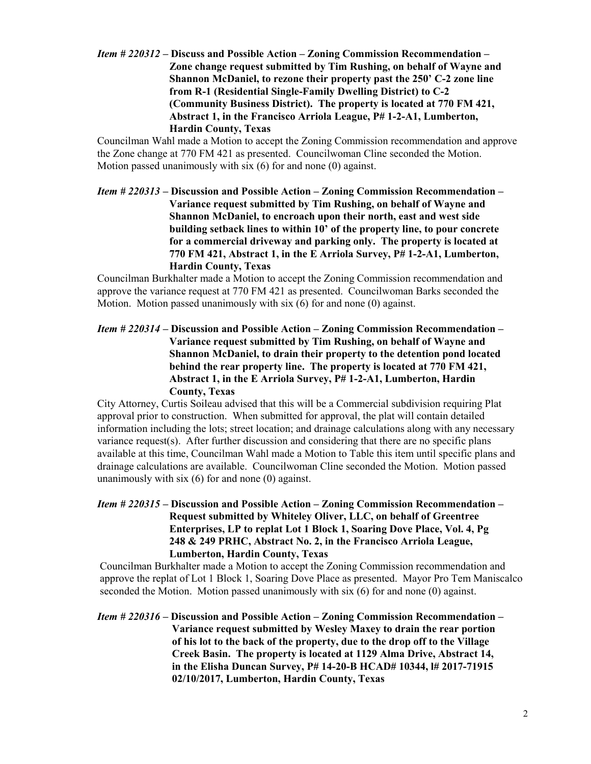***Item # 220312* – Discuss and Possible Action – Zoning Commission Recommendation – Zone change request submitted by Tim Rushing, on behalf of Wayne and Shannon McDaniel, to rezone their property past the 250' C-2 zone line from R-1 (Residential Single-Family Dwelling District) to C-2 (Community Business District). The property is located at 770 FM 421, Abstract 1, in the Francisco Arriola League, P# 1-2-A1, Lumberton, Hardin County, Texas**

Councilman Wahl made a Motion to accept the Zoning Commission recommendation and approve the Zone change at 770 FM 421 as presented. Councilwoman Cline seconded the Motion. Motion passed unanimously with six (6) for and none (0) against.

***Item # 220313* – Discussion and Possible Action – Zoning Commission Recommendation – Variance request submitted by Tim Rushing, on behalf of Wayne and Shannon McDaniel, to encroach upon their north, east and west side building setback lines to within 10' of the property line, to pour concrete for a commercial driveway and parking only. The property is located at 770 FM 421, Abstract 1, in the E Arriola Survey, P# 1-2-A1, Lumberton, Hardin County, Texas**

Councilman Burkhalter made a Motion to accept the Zoning Commission recommendation and approve the variance request at 770 FM 421 as presented. Councilwoman Barks seconded the Motion. Motion passed unanimously with six (6) for and none (0) against.

***Item # 220314* – Discussion and Possible Action – Zoning Commission Recommendation – Variance request submitted by Tim Rushing, on behalf of Wayne and Shannon McDaniel, to drain their property to the detention pond located behind the rear property line. The property is located at 770 FM 421, Abstract 1, in the E Arriola Survey, P# 1-2-A1, Lumberton, Hardin County, Texas**

City Attorney, Curtis Soileau advised that this will be a Commercial subdivision requiring Plat approval prior to construction. When submitted for approval, the plat will contain detailed information including the lots; street location; and drainage calculations along with any necessary variance request(s). After further discussion and considering that there are no specific plans available at this time, Councilman Wahl made a Motion to Table this item until specific plans and drainage calculations are available. Councilwoman Cline seconded the Motion. Motion passed unanimously with six (6) for and none (0) against.

***Item # 220315* – Discussion and Possible Action – Zoning Commission Recommendation – Request submitted by Whiteley Oliver, LLC, on behalf of Greentree Enterprises, LP to replat Lot 1 Block 1, Soaring Dove Place, Vol. 4, Pg 248 & 249 PRHC, Abstract No. 2, in the Francisco Arriola League, Lumberton, Hardin County, Texas**

Councilman Burkhalter made a Motion to accept the Zoning Commission recommendation and approve the replat of Lot 1 Block 1, Soaring Dove Place as presented. Mayor Pro Tem Maniscalco seconded the Motion. Motion passed unanimously with six (6) for and none (0) against.

***Item # 220316* – Discussion and Possible Action – Zoning Commission Recommendation – Variance request submitted by Wesley Maxey to drain the rear portion of his lot to the back of the property, due to the drop off to the Village Creek Basin. The property is located at 1129 Alma Drive, Abstract 14, in the Elisha Duncan Survey, P# 14-20-B HCAD# 10344, I# 2017-71915 02/10/2017, Lumberton, Hardin County, Texas**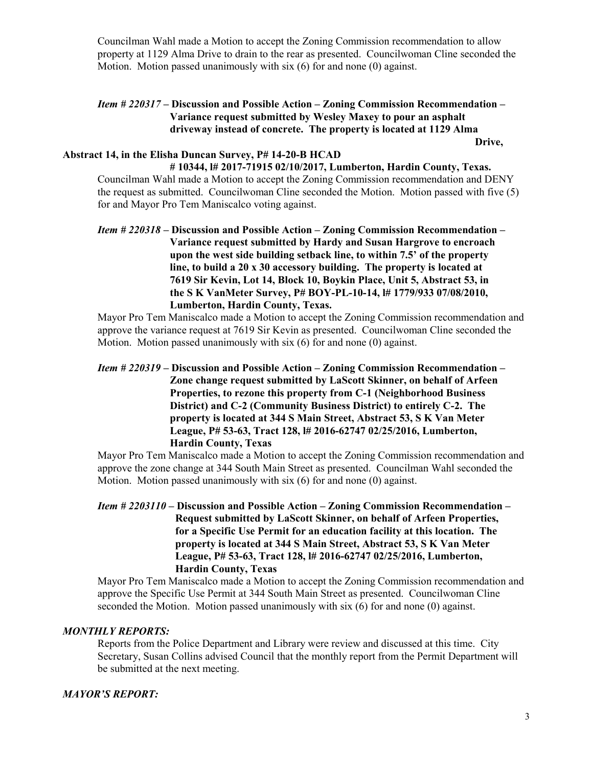Councilman Wahl made a Motion to accept the Zoning Commission recommendation to allow property at 1129 Alma Drive to drain to the rear as presented. Councilwoman Cline seconded the Motion. Motion passed unanimously with six (6) for and none (0) against.

***Item # 220317* – Discussion and Possible Action – Zoning Commission Recommendation – Variance request submitted by Wesley Maxey to pour an asphalt driveway instead of concrete. The property is located at 1129 Alma Drive, Abstract 14, in the Elisha Duncan Survey, P# 14-20-B HCAD # 10344, I# 2017-71915 02/10/2017, Lumberton, Hardin County, Texas.**

Councilman Wahl made a Motion to accept the Zoning Commission recommendation and DENY the request as submitted. Councilwoman Cline seconded the Motion. Motion passed with five (5) for and Mayor Pro Tem Maniscalco voting against.

***Item # 220318* – Discussion and Possible Action – Zoning Commission Recommendation – Variance request submitted by Hardy and Susan Hargrove to encroach upon the west side building setback line, to within 7.5' of the property line, to build a 20 x 30 accessory building. The property is located at 7619 Sir Kevin, Lot 14, Block 10, Boykin Place, Unit 5, Abstract 53, in the S K VanMeter Survey, P# BOY-PL-10-14, I# 1779/933 07/08/2010, Lumberton, Hardin County, Texas.**

Mayor Pro Tem Maniscalco made a Motion to accept the Zoning Commission recommendation and approve the variance request at 7619 Sir Kevin as presented. Councilwoman Cline seconded the Motion. Motion passed unanimously with six (6) for and none (0) against.

***Item # 220319* – Discussion and Possible Action – Zoning Commission Recommendation – Zone change request submitted by LaScott Skinner, on behalf of Arfeen Properties, to rezone this property from C-1 (Neighborhood Business District) and C-2 (Community Business District) to entirely C-2. The property is located at 344 S Main Street, Abstract 53, S K Van Meter League, P# 53-63, Tract 128, I# 2016-62747 02/25/2016, Lumberton, Hardin County, Texas**

Mayor Pro Tem Maniscalco made a Motion to accept the Zoning Commission recommendation and approve the zone change at 344 South Main Street as presented. Councilman Wahl seconded the Motion. Motion passed unanimously with six (6) for and none (0) against.

***Item # 2203110* – Discussion and Possible Action – Zoning Commission Recommendation – Request submitted by LaScott Skinner, on behalf of Arfeen Properties, for a Specific Use Permit for an education facility at this location. The property is located at 344 S Main Street, Abstract 53, S K Van Meter League, P# 53-63, Tract 128, I# 2016-62747 02/25/2016, Lumberton, Hardin County, Texas**

Mayor Pro Tem Maniscalco made a Motion to accept the Zoning Commission recommendation and approve the Specific Use Permit at 344 South Main Street as presented. Councilwoman Cline seconded the Motion. Motion passed unanimously with six (6) for and none (0) against.

***MONTHLY REPORTS:***

Reports from the Police Department and Library were review and discussed at this time. City Secretary, Susan Collins advised Council that the monthly report from the Permit Department will be submitted at the next meeting.

***MAYOR'S REPORT:***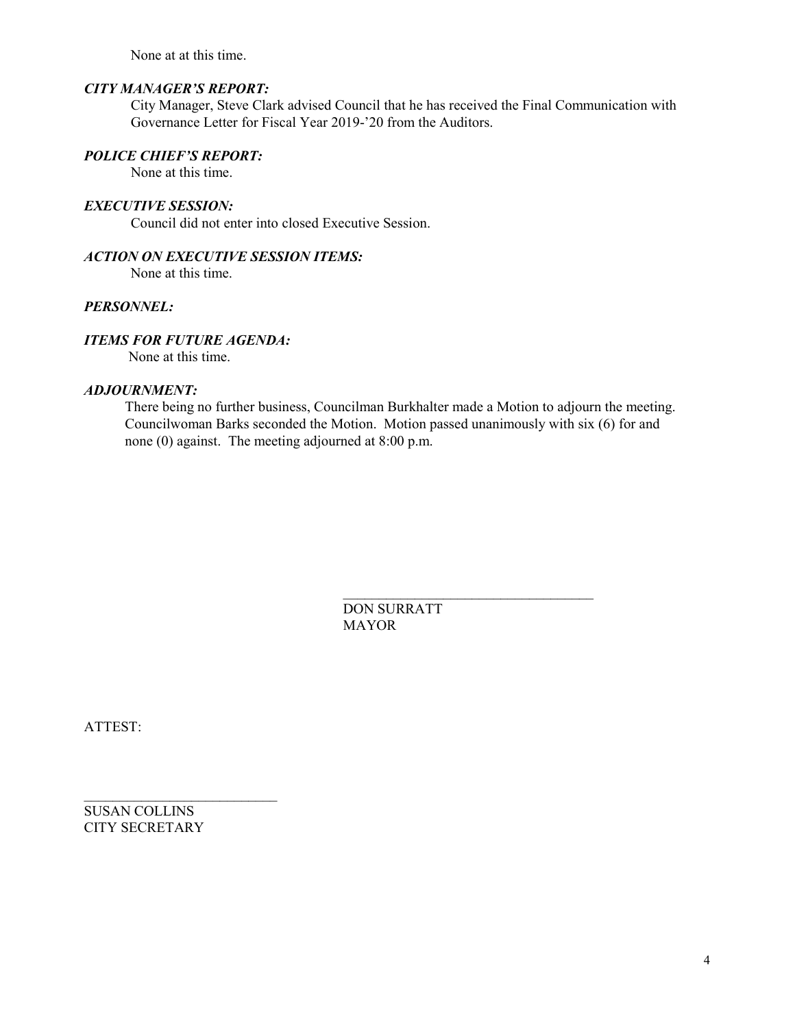None at at this time.

***CITY MANAGER'S REPORT:***

City Manager, Steve Clark advised Council that he has received the Final Communication with Governance Letter for Fiscal Year 2019-'20 from the Auditors.

***POLICE CHIEF'S REPORT:***

None at this time.

***EXECUTIVE SESSION:***

Council did not enter into closed Executive Session.

***ACTION ON EXECUTIVE SESSION ITEMS:***

None at this time.

***PERSONNEL:***

***ITEMS FOR FUTURE AGENDA:***

None at this time.

***ADJOURNMENT:***

There being no further business, Councilman Burkhalter made a Motion to adjourn the meeting. Councilwoman Barks seconded the Motion. Motion passed unanimously with six (6) for and none (0) against. The meeting adjourned at 8:00 p.m.

\_\_\_\_\_\_\_\_\_\_\_\_\_\_\_\_\_\_\_\_\_\_\_\_\_\_\_\_\_\_\_\_\_\_\_\_

DON SURRATT
MAYOR

ATTEST:

\_\_\_\_\_\_\_\_\_\_\_\_\_\_\_\_\_\_\_\_\_\_\_\_\_\_\_\_

SUSAN COLLINS
CITY SECRETARY